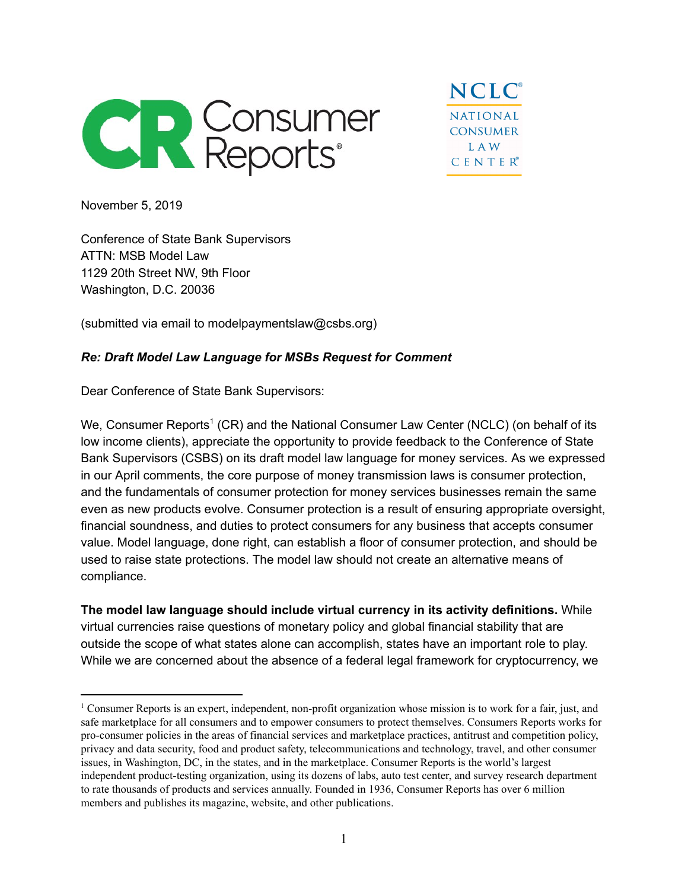November 5, 2019

Conference of State Bank Supervisors
ATTN: MSB Model Law
1129 20th Street NW, 9th Floor
Washington, D.C. 20036

(submitted via email to modelpaymentslaw@csbs.org)

***Re: Draft Model Law Language for MSBs Request for Comment***

Dear Conference of State Bank Supervisors:

We, Consumer Reports[1] (CR) and the National Consumer Law Center (NCLC) (on behalf of its low income clients), appreciate the opportunity to provide feedback to the Conference of State Bank Supervisors (CSBS) on its draft model law language for money services. As we expressed in our April comments, the core purpose of money transmission laws is consumer protection, and the fundamentals of consumer protection for money services businesses remain the same even as new products evolve. Consumer protection is a result of ensuring appropriate oversight, financial soundness, and duties to protect consumers for any business that accepts consumer value. Model language, done right, can establish a floor of consumer protection, and should be used to raise state protections. The model law should not create an alternative means of compliance.

**The model law language should include virtual currency in its activity definitions.** While virtual currencies raise questions of monetary policy and global financial stability that are outside the scope of what states alone can accomplish, states have an important role to play. While we are concerned about the absence of a federal legal framework for cryptocurrency, we

[1] Consumer Reports is an expert, independent, non-profit organization whose mission is to work for a fair, just, and safe marketplace for all consumers and to empower consumers to protect themselves. Consumers Reports works for pro-consumer policies in the areas of financial services and marketplace practices, antitrust and competition policy, privacy and data security, food and product safety, telecommunications and technology, travel, and other consumer issues, in Washington, DC, in the states, and in the marketplace. Consumer Reports is the world's largest independent product-testing organization, using its dozens of labs, auto test center, and survey research department to rate thousands of products and services annually. Founded in 1936, Consumer Reports has over 6 million members and publishes its magazine, website, and other publications.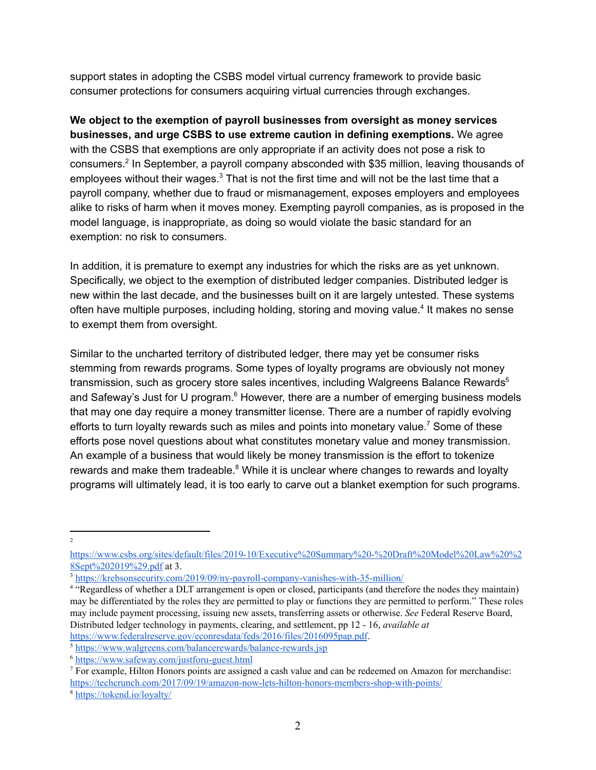support states in adopting the CSBS model virtual currency framework to provide basic consumer protections for consumers acquiring virtual currencies through exchanges.

**We object to the exemption of payroll businesses from oversight as money services businesses, and urge CSBS to use extreme caution in defining exemptions.** We agree with the CSBS that exemptions are only appropriate if an activity does not pose a risk to consumers.[2] In September, a payroll company absconded with $35 million, leaving thousands of employees without their wages.[3] That is not the first time and will not be the last time that a payroll company, whether due to fraud or mismanagement, exposes employers and employees alike to risks of harm when it moves money. Exempting payroll companies, as is proposed in the model language, is inappropriate, as doing so would violate the basic standard for an exemption: no risk to consumers.

In addition, it is premature to exempt any industries for which the risks are as yet unknown. Specifically, we object to the exemption of distributed ledger companies. Distributed ledger is new within the last decade, and the businesses built on it are largely untested. These systems often have multiple purposes, including holding, storing and moving value.[4] It makes no sense to exempt them from oversight.

Similar to the uncharted territory of distributed ledger, there may yet be consumer risks stemming from rewards programs. Some types of loyalty programs are obviously not money transmission, such as grocery store sales incentives, including Walgreens Balance Rewards[5] and Safeway's Just for U program.[6] However, there are a number of emerging business models that may one day require a money transmitter license. There are a number of rapidly evolving efforts to turn loyalty rewards such as miles and points into monetary value.[7] Some of these efforts pose novel questions about what constitutes monetary value and money transmission. An example of a business that would likely be money transmission is the effort to tokenize rewards and make them tradeable.[8] While it is unclear where changes to rewards and loyalty programs will ultimately lead, it is too early to carve out a blanket exemption for such programs.

---

[2] https://www.csbs.org/sites/default/files/2019-10/Executive%20Summary%20-%20Draft%20Model%20Law%20%28Sept%202019%29.pdf at 3.

[3] https://krebsonsecurity.com/2019/09/ny-payroll-company-vanishes-with-35-million/

[4] "Regardless of whether a DLT arrangement is open or closed, participants (and therefore the nodes they maintain) may be differentiated by the roles they are permitted to play or functions they are permitted to perform." These roles may include payment processing, issuing new assets, transferring assets or otherwise. *See* Federal Reserve Board, Distributed ledger technology in payments, clearing, and settlement, pp 12 - 16, *available at* https://www.federalreserve.gov/econresdata/feds/2016/files/2016095pap.pdf.

[5] https://www.walgreens.com/balancerewards/balance-rewards.jsp

[6] https://www.safeway.com/justforu-guest.html

[7] For example, Hilton Honors points are assigned a cash value and can be redeemed on Amazon for merchandise: https://techcrunch.com/2017/09/19/amazon-now-lets-hilton-honors-members-shop-with-points/

[8] https://tokend.io/loyalty/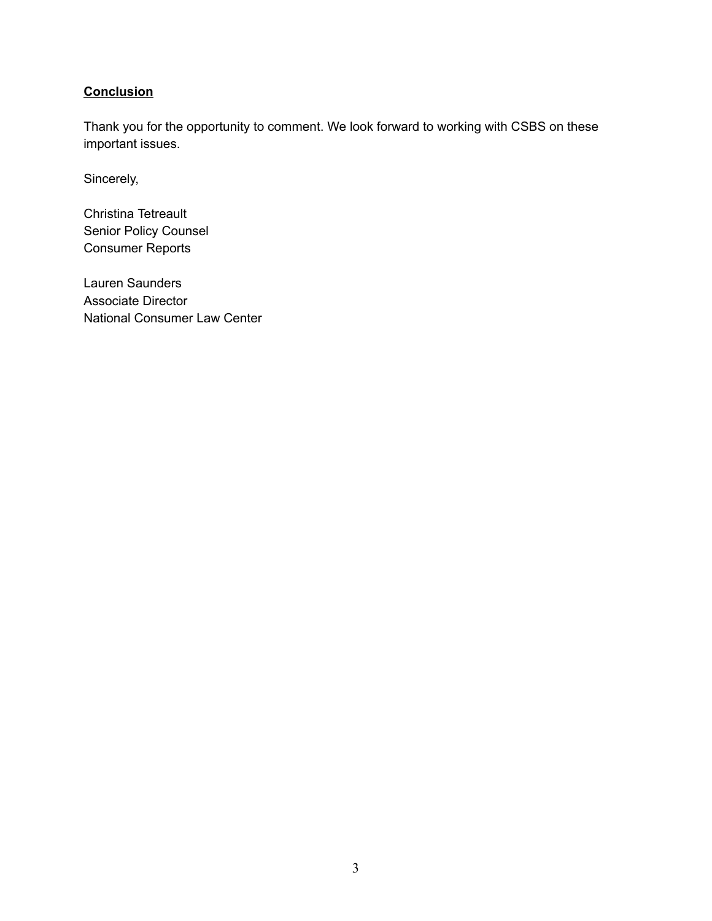**Conclusion**

Thank you for the opportunity to comment. We look forward to working with CSBS on these important issues.

Sincerely,

Christina Tetreault
Senior Policy Counsel
Consumer Reports

Lauren Saunders
Associate Director
National Consumer Law Center